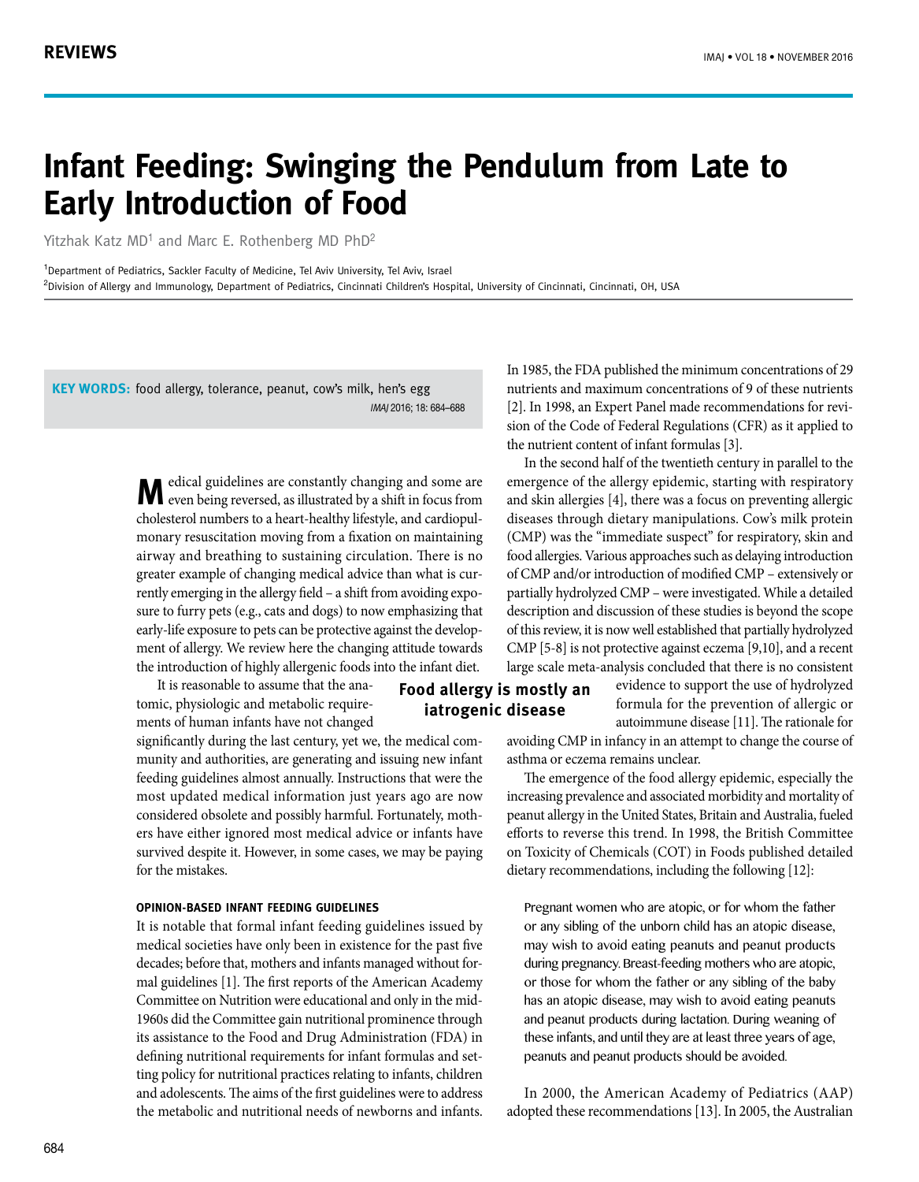# Infant Feeding: Swinging the Pendulum from Late to Early Introduction of Food

Yitzhak Katz MD[1] and Marc E. Rothenberg MD PhD[2]

[1]Department of Pediatrics, Sackler Faculty of Medicine, Tel Aviv University, Tel Aviv, Israel
[2]Division of Allergy and Immunology, Department of Pediatrics, Cincinnati Children's Hospital, University of Cincinnati, Cincinnati, OH, USA

**KEY WORDS:** food allergy, tolerance, peanut, cow's milk, hen's egg

*IMAJ* 2016; 18: 684–688

Medical guidelines are constantly changing and some are even being reversed, as illustrated by a shift in focus from cholesterol numbers to a heart-healthy lifestyle, and cardiopulmonary resuscitation moving from a fixation on maintaining airway and breathing to sustaining circulation. There is no greater example of changing medical advice than what is currently emerging in the allergy field – a shift from avoiding exposure to furry pets (e.g., cats and dogs) to now emphasizing that early-life exposure to pets can be protective against the development of allergy. We review here the changing attitude towards the introduction of highly allergenic foods into the infant diet.

It is reasonable to assume that the anatomic, physiologic and metabolic requirements of human infants have not changed significantly during the last century, yet we, the medical community and authorities, are generating and issuing new infant feeding guidelines almost annually. Instructions that were the most updated medical information just years ago are now considered obsolete and possibly harmful. Fortunately, mothers have either ignored most medical advice or infants have survived despite it. However, in some cases, we may be paying for the mistakes.

**Food allergy is mostly an iatrogenic disease**

### OPINION-BASED INFANT FEEDING GUIDELINES

It is notable that formal infant feeding guidelines issued by medical societies have only been in existence for the past five decades; before that, mothers and infants managed without formal guidelines [1]. The first reports of the American Academy Committee on Nutrition were educational and only in the mid-1960s did the Committee gain nutritional prominence through its assistance to the Food and Drug Administration (FDA) in defining nutritional requirements for infant formulas and setting policy for nutritional practices relating to infants, children and adolescents. The aims of the first guidelines were to address the metabolic and nutritional needs of newborns and infants. In 1985, the FDA published the minimum concentrations of 29 nutrients and maximum concentrations of 9 of these nutrients [2]. In 1998, an Expert Panel made recommendations for revision of the Code of Federal Regulations (CFR) as it applied to the nutrient content of infant formulas [3].

In the second half of the twentieth century in parallel to the emergence of the allergy epidemic, starting with respiratory and skin allergies [4], there was a focus on preventing allergic diseases through dietary manipulations. Cow's milk protein (CMP) was the "immediate suspect" for respiratory, skin and food allergies. Various approaches such as delaying introduction of CMP and/or introduction of modified CMP – extensively or partially hydrolyzed CMP – were investigated. While a detailed description and discussion of these studies is beyond the scope of this review, it is now well established that partially hydrolyzed CMP [5-8] is not protective against eczema [9,10], and a recent large scale meta-analysis concluded that there is no consistent evidence to support the use of hydrolyzed formula for the prevention of allergic or autoimmune disease [11]. The rationale for avoiding CMP in infancy in an attempt to change the course of asthma or eczema remains unclear.

The emergence of the food allergy epidemic, especially the increasing prevalence and associated morbidity and mortality of peanut allergy in the United States, Britain and Australia, fueled efforts to reverse this trend. In 1998, the British Committee on Toxicity of Chemicals (COT) in Foods published detailed dietary recommendations, including the following [12]:

> Pregnant women who are atopic, or for whom the father or any sibling of the unborn child has an atopic disease, may wish to avoid eating peanuts and peanut products during pregnancy. Breast-feeding mothers who are atopic, or those for whom the father or any sibling of the baby has an atopic disease, may wish to avoid eating peanuts and peanut products during lactation. During weaning of these infants, and until they are at least three years of age, peanuts and peanut products should be avoided.

In 2000, the American Academy of Pediatrics (AAP) adopted these recommendations [13]. In 2005, the Australian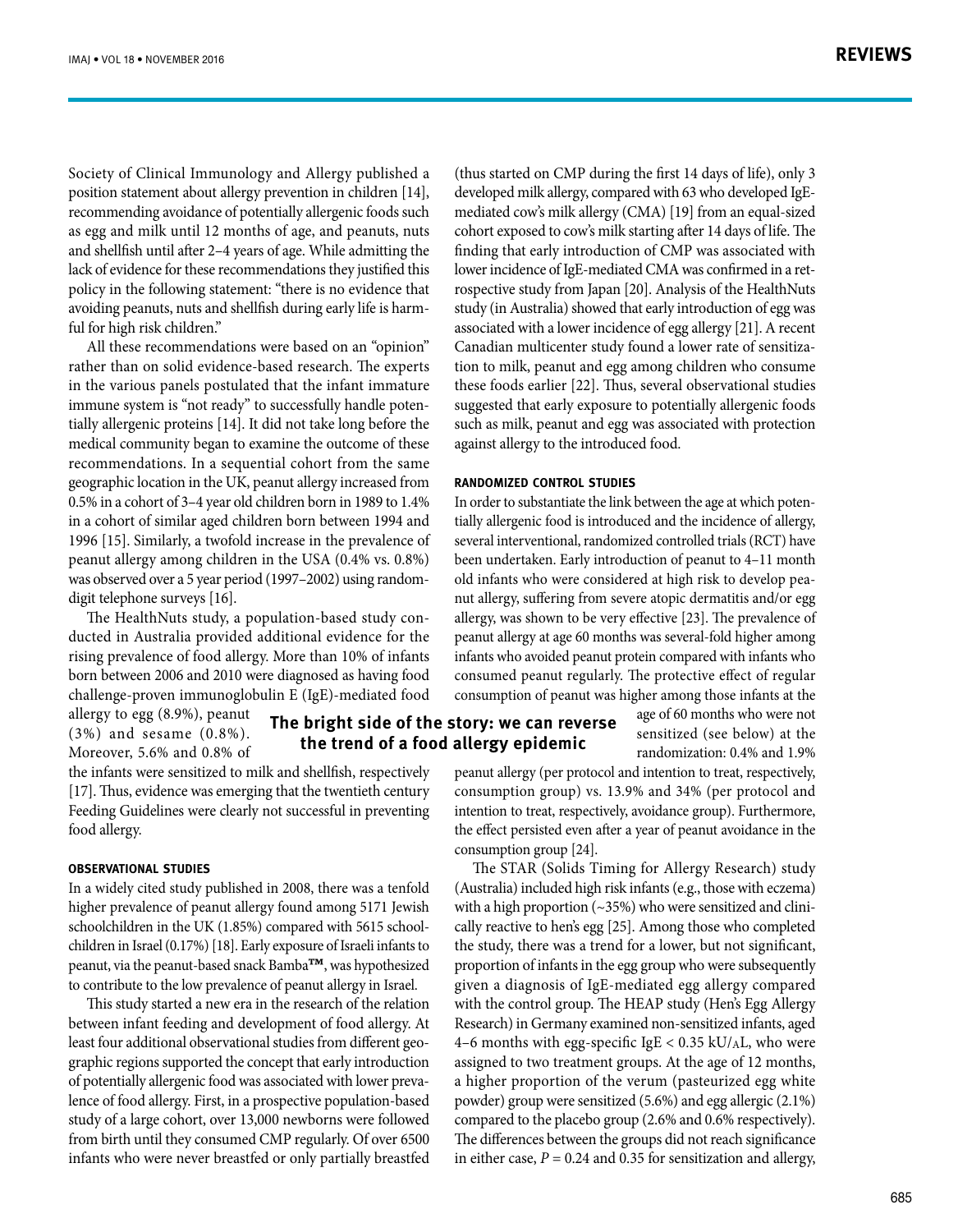Society of Clinical Immunology and Allergy published a position statement about allergy prevention in children [14], recommending avoidance of potentially allergenic foods such as egg and milk until 12 months of age, and peanuts, nuts and shellfish until after 2–4 years of age. While admitting the lack of evidence for these recommendations they justified this policy in the following statement: "there is no evidence that avoiding peanuts, nuts and shellfish during early life is harmful for high risk children."

All these recommendations were based on an "opinion" rather than on solid evidence-based research. The experts in the various panels postulated that the infant immature immune system is "not ready" to successfully handle potentially allergenic proteins [14]. It did not take long before the medical community began to examine the outcome of these recommendations. In a sequential cohort from the same geographic location in the UK, peanut allergy increased from 0.5% in a cohort of 3–4 year old children born in 1989 to 1.4% in a cohort of similar aged children born between 1994 and 1996 [15]. Similarly, a twofold increase in the prevalence of peanut allergy among children in the USA (0.4% vs. 0.8%) was observed over a 5 year period (1997–2002) using random-digit telephone surveys [16].

The HealthNuts study, a population-based study conducted in Australia provided additional evidence for the rising prevalence of food allergy. More than 10% of infants born between 2006 and 2010 were diagnosed as having food challenge-proven immunoglobulin E (IgE)-mediated food allergy to egg (8.9%), peanut (3%) and sesame (0.8%). Moreover, 5.6% and 0.8% of the infants were sensitized to milk and shellfish, respectively [17]. Thus, evidence was emerging that the twentieth century Feeding Guidelines were clearly not successful in preventing food allergy.

**The bright side of the story: we can reverse the trend of a food allergy epidemic**

#### OBSERVATIONAL STUDIES

In a widely cited study published in 2008, there was a tenfold higher prevalence of peanut allergy found among 5171 Jewish schoolchildren in the UK (1.85%) compared with 5615 schoolchildren in Israel (0.17%) [18]. Early exposure of Israeli infants to peanut, via the peanut-based snack Bamba™, was hypothesized to contribute to the low prevalence of peanut allergy in Israel.

This study started a new era in the research of the relation between infant feeding and development of food allergy. At least four additional observational studies from different geographic regions supported the concept that early introduction of potentially allergenic food was associated with lower prevalence of food allergy. First, in a prospective population-based study of a large cohort, over 13,000 newborns were followed from birth until they consumed CMP regularly. Of over 6500 infants who were never breastfed or only partially breastfed (thus started on CMP during the first 14 days of life), only 3 developed milk allergy, compared with 63 who developed IgE-mediated cow's milk allergy (CMA) [19] from an equal-sized cohort exposed to cow's milk starting after 14 days of life. The finding that early introduction of CMP was associated with lower incidence of IgE-mediated CMA was confirmed in a retrospective study from Japan [20]. Analysis of the HealthNuts study (in Australia) showed that early introduction of egg was associated with a lower incidence of egg allergy [21]. A recent Canadian multicenter study found a lower rate of sensitization to milk, peanut and egg among children who consume these foods earlier [22]. Thus, several observational studies suggested that early exposure to potentially allergenic foods such as milk, peanut and egg was associated with protection against allergy to the introduced food.

#### RANDOMIZED CONTROL STUDIES

In order to substantiate the link between the age at which potentially allergenic food is introduced and the incidence of allergy, several interventional, randomized controlled trials (RCT) have been undertaken. Early introduction of peanut to 4–11 month old infants who were considered at high risk to develop peanut allergy, suffering from severe atopic dermatitis and/or egg allergy, was shown to be very effective [23]. The prevalence of peanut allergy at age 60 months was several-fold higher among infants who avoided peanut protein compared with infants who consumed peanut regularly. The protective effect of regular consumption of peanut was higher among those infants at the age of 60 months who were not sensitized (see below) at the randomization: 0.4% and 1.9% peanut allergy (per protocol and intention to treat, respectively, consumption group) vs. 13.9% and 34% (per protocol and intention to treat, respectively, avoidance group). Furthermore, the effect persisted even after a year of peanut avoidance in the consumption group [24].

The STAR (Solids Timing for Allergy Research) study (Australia) included high risk infants (e.g., those with eczema) with a high proportion (~35%) who were sensitized and clinically reactive to hen's egg [25]. Among those who completed the study, there was a trend for a lower, but not significant, proportion of infants in the egg group who were subsequently given a diagnosis of IgE-mediated egg allergy compared with the control group. The HEAP study (Hen's Egg Allergy Research) in Germany examined non-sensitized infants, aged 4–6 months with egg-specific IgE < 0.35 kU/AL, who were assigned to two treatment groups. At the age of 12 months, a higher proportion of the verum (pasteurized egg white powder) group were sensitized (5.6%) and egg allergic (2.1%) compared to the placebo group (2.6% and 0.6% respectively). The differences between the groups did not reach significance in either case, $P = 0.24$ and $0.35$ for sensitization and allergy,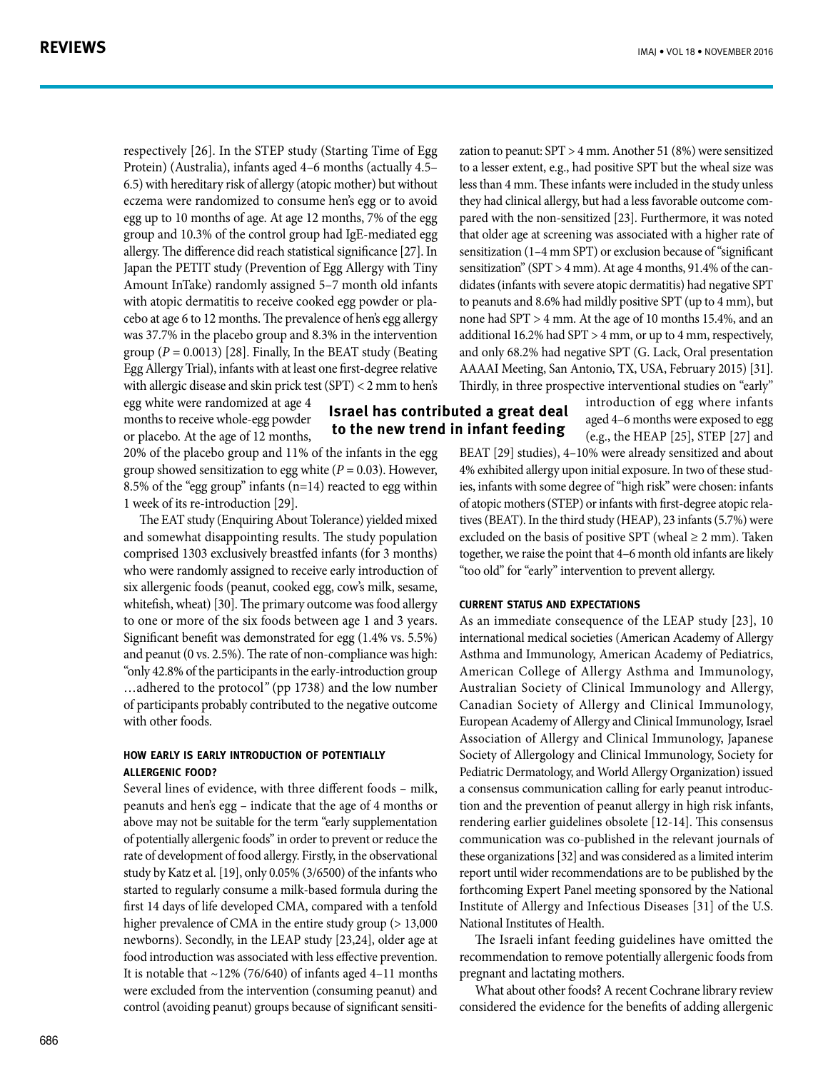respectively [26]. In the STEP study (Starting Time of Egg Protein) (Australia), infants aged 4–6 months (actually 4.5–6.5) with hereditary risk of allergy (atopic mother) but without eczema were randomized to consume hen's egg or to avoid egg up to 10 months of age. At age 12 months, 7% of the egg group and 10.3% of the control group had IgE-mediated egg allergy. The difference did reach statistical significance [27]. In Japan the PETIT study (Prevention of Egg Allergy with Tiny Amount InTake) randomly assigned 5–7 month old infants with atopic dermatitis to receive cooked egg powder or placebo at age 6 to 12 months. The prevalence of hen's egg allergy was 37.7% in the placebo group and 8.3% in the intervention group ($P = 0.0013$) [28]. Finally, In the BEAT study (Beating Egg Allergy Trial), infants with at least one first-degree relative with allergic disease and skin prick test (SPT) < 2 mm to hen's egg white were randomized at age 4 months to receive whole-egg powder or placebo. At the age of 12 months, 20% of the placebo group and 11% of the infants in the egg group showed sensitization to egg white ($P = 0.03$). However, 8.5% of the "egg group" infants (n=14) reacted to egg within 1 week of its re-introduction [29].

The EAT study (Enquiring About Tolerance) yielded mixed and somewhat disappointing results. The study population comprised 1303 exclusively breastfed infants (for 3 months) who were randomly assigned to receive early introduction of six allergenic foods (peanut, cooked egg, cow's milk, sesame, whitefish, wheat) [30]. The primary outcome was food allergy to one or more of the six foods between age 1 and 3 years. Significant benefit was demonstrated for egg (1.4% vs. 5.5%) and peanut (0 vs. 2.5%). The rate of non-compliance was high: "only 42.8% of the participants in the early-introduction group …adhered to the protocol" (pp 1738) and the low number of participants probably contributed to the negative outcome with other foods.

#### HOW EARLY IS EARLY INTRODUCTION OF POTENTIALLY ALLERGENIC FOOD?

Several lines of evidence, with three different foods – milk, peanuts and hen's egg – indicate that the age of 4 months or above may not be suitable for the term "early supplementation of potentially allergenic foods" in order to prevent or reduce the rate of development of food allergy. Firstly, in the observational study by Katz et al. [19], only 0.05% (3/6500) of the infants who started to regularly consume a milk-based formula during the first 14 days of life developed CMA, compared with a tenfold higher prevalence of CMA in the entire study group (> 13,000 newborns). Secondly, in the LEAP study [23,24], older age at food introduction was associated with less effective prevention. It is notable that ~12% (76/640) of infants aged 4–11 months were excluded from the intervention (consuming peanut) and control (avoiding peanut) groups because of significant sensitization to peanut: SPT > 4 mm. Another 51 (8%) were sensitized to a lesser extent, e.g., had positive SPT but the wheal size was less than 4 mm. These infants were included in the study unless they had clinical allergy, but had a less favorable outcome compared with the non-sensitized [23]. Furthermore, it was noted that older age at screening was associated with a higher rate of sensitization (1–4 mm SPT) or exclusion because of "significant sensitization" (SPT > 4 mm). At age 4 months, 91.4% of the candidates (infants with severe atopic dermatitis) had negative SPT to peanuts and 8.6% had mildly positive SPT (up to 4 mm), but none had SPT > 4 mm. At the age of 10 months 15.4%, and an additional 16.2% had SPT > 4 mm, or up to 4 mm, respectively, and only 68.2% had negative SPT (G. Lack, Oral presentation AAAAI Meeting, San Antonio, TX, USA, February 2015) [31]. Thirdly, in three prospective interventional studies on "early" introduction of egg where infants aged 4–6 months were exposed to egg (e.g., the HEAP [25], STEP [27] and BEAT [29] studies), 4–10% were already sensitized and about 4% exhibited allergy upon initial exposure. In two of these studies, infants with some degree of "high risk" were chosen: infants of atopic mothers (STEP) or infants with first-degree atopic relatives (BEAT). In the third study (HEAP), 23 infants (5.7%) were excluded on the basis of positive SPT (wheal ≥ 2 mm). Taken together, we raise the point that 4–6 month old infants are likely "too old" for "early" intervention to prevent allergy.

**Israel has contributed a great deal to the new trend in infant feeding**

#### CURRENT STATUS AND EXPECTATIONS

As an immediate consequence of the LEAP study [23], 10 international medical societies (American Academy of Allergy Asthma and Immunology, American Academy of Pediatrics, American College of Allergy Asthma and Immunology, Australian Society of Clinical Immunology and Allergy, Canadian Society of Allergy and Clinical Immunology, European Academy of Allergy and Clinical Immunology, Israel Association of Allergy and Clinical Immunology, Japanese Society of Allergology and Clinical Immunology, Society for Pediatric Dermatology, and World Allergy Organization) issued a consensus communication calling for early peanut introduction and the prevention of peanut allergy in high risk infants, rendering earlier guidelines obsolete [12-14]. This consensus communication was co-published in the relevant journals of these organizations [32] and was considered as a limited interim report until wider recommendations are to be published by the forthcoming Expert Panel meeting sponsored by the National Institute of Allergy and Infectious Diseases [31] of the U.S. National Institutes of Health.

The Israeli infant feeding guidelines have omitted the recommendation to remove potentially allergenic foods from pregnant and lactating mothers.

What about other foods? A recent Cochrane library review considered the evidence for the benefits of adding allergenic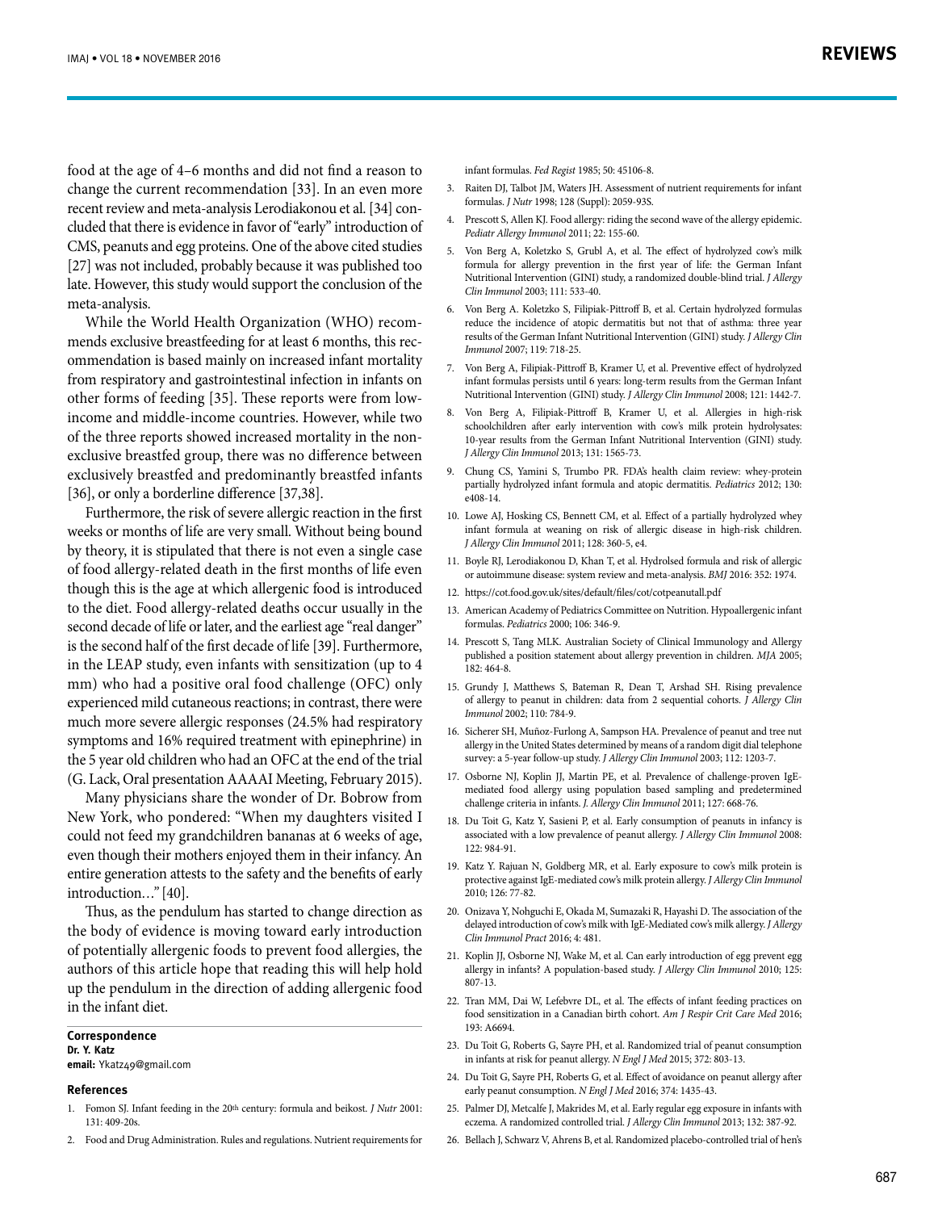food at the age of 4–6 months and did not find a reason to change the current recommendation [33]. In an even more recent review and meta-analysis Lerodiakonou et al. [34] concluded that there is evidence in favor of "early" introduction of CMS, peanuts and egg proteins. One of the above cited studies [27] was not included, probably because it was published too late. However, this study would support the conclusion of the meta-analysis.

While the World Health Organization (WHO) recommends exclusive breastfeeding for at least 6 months, this recommendation is based mainly on increased infant mortality from respiratory and gastrointestinal infection in infants on other forms of feeding [35]. These reports were from low-income and middle-income countries. However, while two of the three reports showed increased mortality in the non-exclusive breastfed group, there was no difference between exclusively breastfed and predominantly breastfed infants [36], or only a borderline difference [37,38].

Furthermore, the risk of severe allergic reaction in the first weeks or months of life are very small. Without being bound by theory, it is stipulated that there is not even a single case of food allergy-related death in the first months of life even though this is the age at which allergenic food is introduced to the diet. Food allergy-related deaths occur usually in the second decade of life or later, and the earliest age "real danger" is the second half of the first decade of life [39]. Furthermore, in the LEAP study, even infants with sensitization (up to 4 mm) who had a positive oral food challenge (OFC) only experienced mild cutaneous reactions; in contrast, there were much more severe allergic responses (24.5% had respiratory symptoms and 16% required treatment with epinephrine) in the 5 year old children who had an OFC at the end of the trial (G. Lack, Oral presentation AAAAI Meeting, February 2015).

Many physicians share the wonder of Dr. Bobrow from New York, who pondered: "When my daughters visited I could not feed my grandchildren bananas at 6 weeks of age, even though their mothers enjoyed them in their infancy. An entire generation attests to the safety and the benefits of early introduction…" [40].

Thus, as the pendulum has started to change direction as the body of evidence is moving toward early introduction of potentially allergenic foods to prevent food allergies, the authors of this article hope that reading this will help hold up the pendulum in the direction of adding allergenic food in the infant diet.

**Correspondence**
**Dr. Y. Katz**
**email:** Ykatz49@gmail.com

## References

1. Fomon SJ. Infant feeding in the 20th century: formula and beikost. *J Nutr* 2001: 131: 409-20s.
2. Food and Drug Administration. Rules and regulations. Nutrient requirements for infant formulas. *Fed Regist* 1985; 50: 45106-8.
3. Raiten DJ, Talbot JM, Waters JH. Assessment of nutrient requirements for infant formulas. *J Nutr* 1998; 128 (Suppl): 2059-93S.
4. Prescott S, Allen KJ. Food allergy: riding the second wave of the allergy epidemic. *Pediatr Allergy Immunol* 2011; 22: 155-60.
5. Von Berg A, Koletzko S, Grubl A, et al. The effect of hydrolyzed cow's milk formula for allergy prevention in the first year of life: the German Infant Nutritional Intervention (GINI) study, a randomized double-blind trial. *J Allergy Clin Immunol* 2003; 111: 533-40.
6. Von Berg A. Koletzko S, Filipiak-Pittroff B, et al. Certain hydrolyzed formulas reduce the incidence of atopic dermatitis but not that of asthma: three year results of the German Infant Nutritional Intervention (GINI) study. *J Allergy Clin Immunol* 2007; 119: 718-25.
7. Von Berg A, Filipiak-Pittroff B, Kramer U, et al. Preventive effect of hydrolyzed infant formulas persists until 6 years: long-term results from the German Infant Nutritional Intervention (GINI) study. *J Allergy Clin Immunol* 2008; 121: 1442-7.
8. Von Berg A, Filipiak-Pittroff B, Kramer U, et al. Allergies in high-risk schoolchildren after early intervention with cow's milk protein hydrolysates: 10-year results from the German Infant Nutritional Intervention (GINI) study. *J Allergy Clin Immunol* 2013; 131: 1565-73.
9. Chung CS, Yamini S, Trumbo PR. FDA's health claim review: whey-protein partially hydrolyzed infant formula and atopic dermatitis. *Pediatrics* 2012; 130: e408-14.
10. Lowe AJ, Hosking CS, Bennett CM, et al. Effect of a partially hydrolyzed whey infant formula at weaning on risk of allergic disease in high-risk children. *J Allergy Clin Immunol* 2011; 128: 360-5, e4.
11. Boyle RJ, Lerodiakonou D, Khan T, et al. Hydrolsed formula and risk of allergic or autoimmune disease: system review and meta-analysis. *BMJ* 2016: 352: 1974.
12. https://cot.food.gov.uk/sites/default/files/cot/cotpeanutall.pdf
13. American Academy of Pediatrics Committee on Nutrition. Hypoallergenic infant formulas. *Pediatrics* 2000; 106: 346-9.
14. Prescott S, Tang MLK. Australian Society of Clinical Immunology and Allergy published a position statement about allergy prevention in children. *MJA* 2005; 182: 464-8.
15. Grundy J, Matthews S, Bateman R, Dean T, Arshad SH. Rising prevalence of allergy to peanut in children: data from 2 sequential cohorts. *J Allergy Clin Immunol* 2002; 110: 784-9.
16. Sicherer SH, Muñoz-Furlong A, Sampson HA. Prevalence of peanut and tree nut allergy in the United States determined by means of a random digit dial telephone survey: a 5-year follow-up study. *J Allergy Clin Immunol* 2003; 112: 1203-7.
17. Osborne NJ, Koplin JJ, Martin PE, et al. Prevalence of challenge-proven IgE-mediated food allergy using population based sampling and predetermined challenge criteria in infants. *J. Allergy Clin Immunol* 2011; 127: 668-76.
18. Du Toit G, Katz Y, Sasieni P, et al. Early consumption of peanuts in infancy is associated with a low prevalence of peanut allergy. *J Allergy Clin Immunol* 2008: 122: 984-91.
19. Katz Y, Rajuan N, Goldberg MR, et al. Early exposure to cow's milk protein is protective against IgE-mediated cow's milk protein allergy. *J Allergy Clin Immunol* 2010; 126: 77-82.
20. Onizava Y, Nohguchi E, Okada M, Sumazaki R, Hayashi D. The association of the delayed introduction of cow's milk with IgE-Mediated cow's milk allergy. *J Allergy Clin Immunol Pract* 2016; 4: 481.
21. Koplin JJ, Osborne NJ, Wake M, et al. Can early introduction of egg prevent egg allergy in infants? A population-based study. *J Allergy Clin Immunol* 2010; 125: 807-13.
22. Tran MM, Dai W, Lefebvre DL, et al. The effects of infant feeding practices on food sensitization in a Canadian birth cohort. *Am J Respir Crit Care Med* 2016; 193: A6694.
23. Du Toit G, Roberts G, Sayre PH, et al. Randomized trial of peanut consumption in infants at risk for peanut allergy. *N Engl J Med* 2015; 372: 803-13.
24. Du Toit G, Sayre PH, Roberts G, et al. Effect of avoidance on peanut allergy after early peanut consumption. *N Engl J Med* 2016; 374: 1435-43.
25. Palmer DJ, Metcalfe J, Makrides M, et al. Early regular egg exposure in infants with eczema. A randomized controlled trial. *J Allergy Clin Immunol* 2013; 132: 387-92.
26. Bellach J, Schwarz V, Ahrens B, et al. Randomized placebo-controlled trial of hen's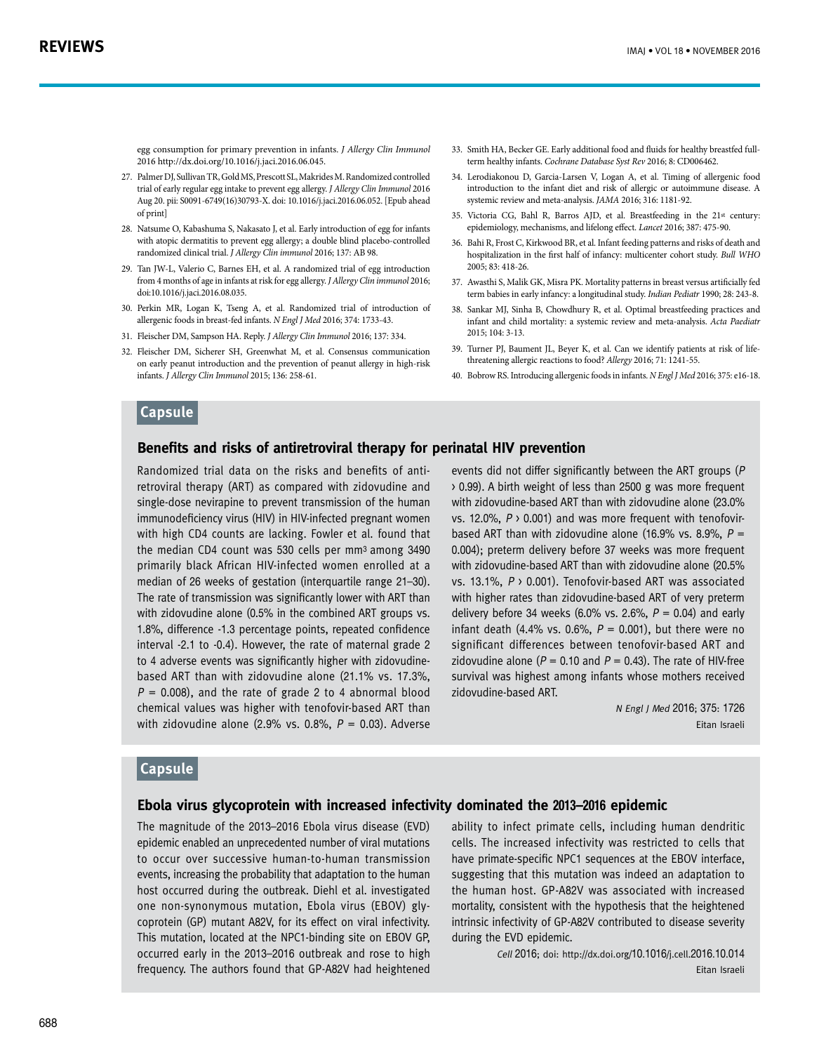egg consumption for primary prevention in infants. *J Allergy Clin Immunol* 2016 http://dx.doi.org/10.1016/j.jaci.2016.06.045.

27. Palmer DJ, Sullivan TR, Gold MS, Prescott SL, Makrides M. Randomized controlled trial of early regular egg intake to prevent egg allergy. *J Allergy Clin Immunol* 2016 Aug 20. pii: S0091-6749(16)30793-X. doi: 10.1016/j.jaci.2016.06.052. [Epub ahead of print]
28. Natsume O, Kabashuma S, Nakasato J, et al. Early introduction of egg for infants with atopic dermatitis to prevent egg allergy; a double blind placebo-controlled randomized clinical trial. *J Allergy Clin immunol* 2016; 137: AB 98.
29. Tan JW-L, Valerio C, Barnes EH, et al. A randomized trial of egg introduction from 4 months of age in infants at risk for egg allergy. *J Allergy Clin immunol* 2016; doi:10.1016/j.jaci.2016.08.035.
30. Perkin MR, Logan K, Tseng A, et al. Randomized trial of introduction of allergenic foods in breast-fed infants. *N Engl J Med* 2016; 374: 1733-43.
31. Fleischer DM, Sampson HA. Reply. *J Allergy Clin Immunol* 2016; 137: 334.
32. Fleischer DM, Sicherer SH, Greenwhat M, et al. Consensus communication on early peanut introduction and the prevention of peanut allergy in high-risk infants. *J Allergy Clin Immunol* 2015; 136: 258-61.
33. Smith HA, Becker GE. Early additional food and fluids for healthy breastfed full-term healthy infants. *Cochrane Database Syst Rev* 2016; 8: CD006462.
34. Lerodiakonou D, Garcia-Larsen V, Logan A, et al. Timing of allergenic food introduction to the infant diet and risk of allergic or autoimmune disease. A systemic review and meta-analysis. *JAMA* 2016; 316: 1181-92.
35. Victoria CG, Bahl R, Barros AJD, et al. Breastfeeding in the 21st century: epidemiology, mechanisms, and lifelong effect. *Lancet* 2016; 387: 475-90.
36. Bahi R, Frost C, Kirkwood BR, et al. Infant feeding patterns and risks of death and hospitalization in the first half of infancy: multicenter cohort study. *Bull WHO* 2005; 83: 418-26.
37. Awasthi S, Malik GK, Misra PK. Mortality patterns in breast versus artificially fed term babies in early infancy: a longitudinal study. *Indian Pediatr* 1990; 28: 243-8.
38. Sankar MJ, Sinha B, Chowdhury R, et al. Optimal breastfeeding practices and infant and child mortality: a systemic review and meta-analysis. *Acta Paediatr* 2015; 104: 3-13.
39. Turner PJ, Baument JL, Beyer K, et al. Can we identify patients at risk of life-threatening allergic reactions to food? *Allergy* 2016; 71: 1241-55.
40. Bobrow RS. Introducing allergenic foods in infants. *N Engl J Med* 2016; 375: e16-18.

## Capsule

### Benefits and risks of antiretroviral therapy for perinatal HIV prevention

Randomized trial data on the risks and benefits of antiretroviral therapy (ART) as compared with zidovudine and single-dose nevirapine to prevent transmission of the human immunodeficiency virus (HIV) in HIV-infected pregnant women with high CD4 counts are lacking. Fowler et al. found that the median CD4 count was 530 cells per mm³ among 3490 primarily black African HIV-infected women enrolled at a median of 26 weeks of gestation (interquartile range 21–30). The rate of transmission was significantly lower with ART than with zidovudine alone (0.5% in the combined ART groups vs. 1.8%, difference -1.3 percentage points, repeated confidence interval -2.1 to -0.4). However, the rate of maternal grade 2 to 4 adverse events was significantly higher with zidovudine-based ART than with zidovudine alone (21.1% vs. 17.3%, $P = 0.008$), and the rate of grade 2 to 4 abnormal blood chemical values was higher with tenofovir-based ART than with zidovudine alone (2.9% vs. 0.8%, $P = 0.03$). Adverse events did not differ significantly between the ART groups ($P > 0.99$). A birth weight of less than 2500 g was more frequent with zidovudine-based ART than with zidovudine alone (23.0% vs. 12.0%, $P > 0.001$) and was more frequent with tenofovir-based ART than with zidovudine alone (16.9% vs. 8.9%, $P = 0.004$); preterm delivery before 37 weeks was more frequent with zidovudine-based ART than with zidovudine alone (20.5% vs. 13.1%, $P > 0.001$). Tenofovir-based ART was associated with higher rates than zidovudine-based ART of very preterm delivery before 34 weeks (6.0% vs. 2.6%, $P = 0.04$) and early infant death (4.4% vs. 0.6%, $P = 0.001$), but there were no significant differences between tenofovir-based ART and zidovudine alone ($P = 0.10$ and $P = 0.43$). The rate of HIV-free survival was highest among infants whose mothers received zidovudine-based ART.

*N Engl J Med* 2016; 375: 1726

Eitan Israeli

## Capsule

### Ebola virus glycoprotein with increased infectivity dominated the 2013–2016 epidemic

The magnitude of the 2013–2016 Ebola virus disease (EVD) epidemic enabled an unprecedented number of viral mutations to occur over successive human-to-human transmission events, increasing the probability that adaptation to the human host occurred during the outbreak. Diehl et al. investigated one non-synonymous mutation, Ebola virus (EBOV) glycoprotein (GP) mutant A82V, for its effect on viral infectivity. This mutation, located at the NPC1-binding site on EBOV GP, occurred early in the 2013–2016 outbreak and rose to high frequency. The authors found that GP-A82V had heightened ability to infect primate cells, including human dendritic cells. The increased infectivity was restricted to cells that have primate-specific NPC1 sequences at the EBOV interface, suggesting that this mutation was indeed an adaptation to the human host. GP-A82V was associated with increased mortality, consistent with the hypothesis that the heightened intrinsic infectivity of GP-A82V contributed to disease severity during the EVD epidemic.

*Cell* 2016; doi: http://dx.doi.org/10.1016/j.cell.2016.10.014

Eitan Israeli